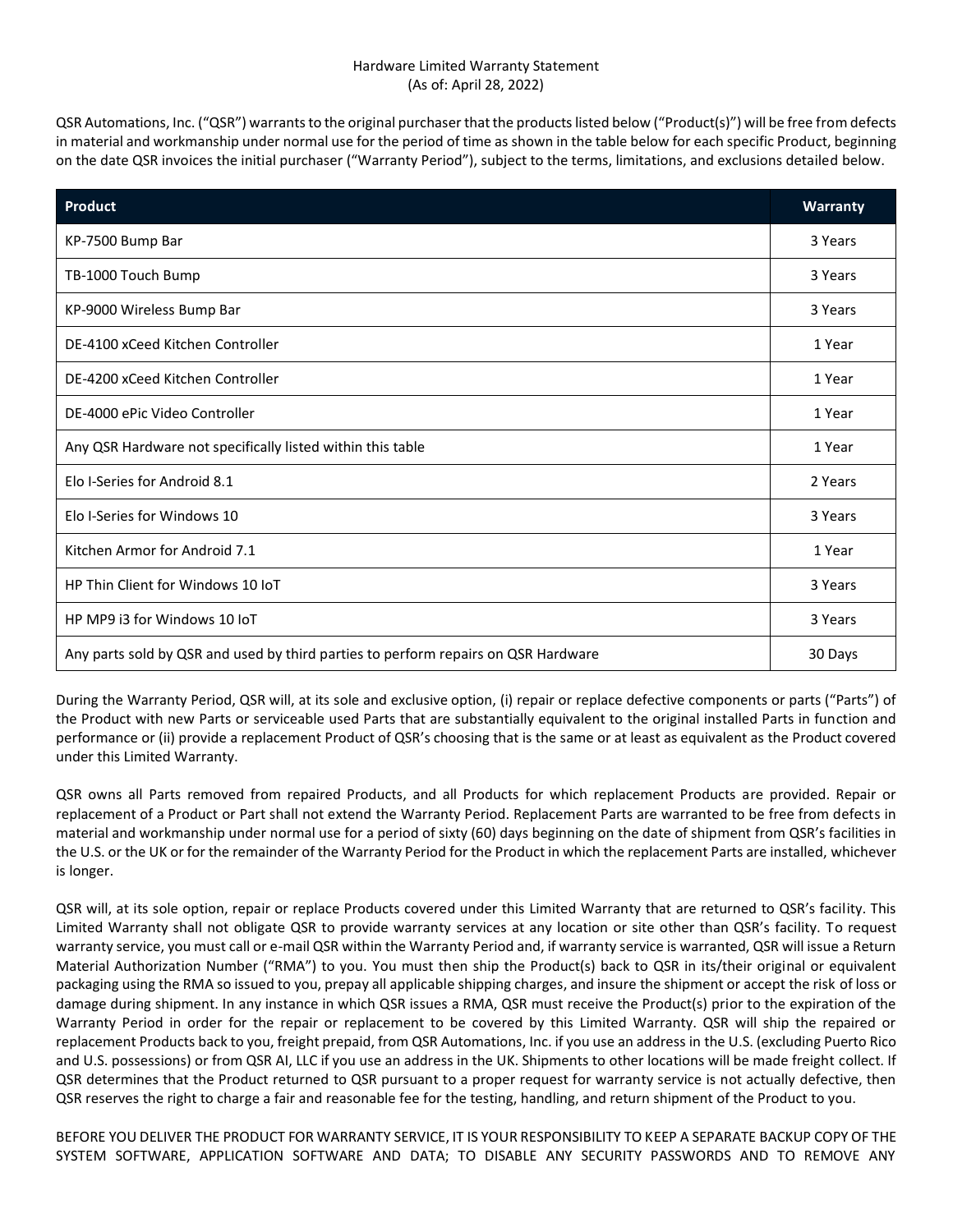# Hardware Limited Warranty Statement

(As of: April 28, 2022)

QSR Automations, Inc. ("QSR") warrants to the original purchaser that the products listed below ("Product(s)") will be free from defects in material and workmanship under normal use for the period of time as shown in the table below for each specific Product, beginning on the date QSR invoices the initial purchaser ("Warranty Period"), subject to the terms, limitations, and exclusions detailed below.

| Product | Warranty |
|---|---|
| KP-7500 Bump Bar | 3 Years |
| TB-1000 Touch Bump | 3 Years |
| KP-9000 Wireless Bump Bar | 3 Years |
| DE-4100 xCeed Kitchen Controller | 1 Year |
| DE-4200 xCeed Kitchen Controller | 1 Year |
| DE-4000 ePic Video Controller | 1 Year |
| Any QSR Hardware not specifically listed within this table | 1 Year |
| Elo I-Series for Android 8.1 | 2 Years |
| Elo I-Series for Windows 10 | 3 Years |
| Kitchen Armor for Android 7.1 | 1 Year |
| HP Thin Client for Windows 10 IoT | 3 Years |
| HP MP9 i3 for Windows 10 IoT | 3 Years |
| Any parts sold by QSR and used by third parties to perform repairs on QSR Hardware | 30 Days |

During the Warranty Period, QSR will, at its sole and exclusive option, (i) repair or replace defective components or parts ("Parts") of the Product with new Parts or serviceable used Parts that are substantially equivalent to the original installed Parts in function and performance or (ii) provide a replacement Product of QSR's choosing that is the same or at least as equivalent as the Product covered under this Limited Warranty.

QSR owns all Parts removed from repaired Products, and all Products for which replacement Products are provided. Repair or replacement of a Product or Part shall not extend the Warranty Period. Replacement Parts are warranted to be free from defects in material and workmanship under normal use for a period of sixty (60) days beginning on the date of shipment from QSR's facilities in the U.S. or the UK or for the remainder of the Warranty Period for the Product in which the replacement Parts are installed, whichever is longer.

QSR will, at its sole option, repair or replace Products covered under this Limited Warranty that are returned to QSR's facility. This Limited Warranty shall not obligate QSR to provide warranty services at any location or site other than QSR's facility. To request warranty service, you must call or e-mail QSR within the Warranty Period and, if warranty service is warranted, QSR will issue a Return Material Authorization Number ("RMA") to you. You must then ship the Product(s) back to QSR in its/their original or equivalent packaging using the RMA so issued to you, prepay all applicable shipping charges, and insure the shipment or accept the risk of loss or damage during shipment. In any instance in which QSR issues a RMA, QSR must receive the Product(s) prior to the expiration of the Warranty Period in order for the repair or replacement to be covered by this Limited Warranty. QSR will ship the repaired or replacement Products back to you, freight prepaid, from QSR Automations, Inc. if you use an address in the U.S. (excluding Puerto Rico and U.S. possessions) or from QSR AI, LLC if you use an address in the UK. Shipments to other locations will be made freight collect. If QSR determines that the Product returned to QSR pursuant to a proper request for warranty service is not actually defective, then QSR reserves the right to charge a fair and reasonable fee for the testing, handling, and return shipment of the Product to you.

BEFORE YOU DELIVER THE PRODUCT FOR WARRANTY SERVICE, IT IS YOUR RESPONSIBILITY TO KEEP A SEPARATE BACKUP COPY OF THE SYSTEM SOFTWARE, APPLICATION SOFTWARE AND DATA; TO DISABLE ANY SECURITY PASSWORDS AND TO REMOVE ANY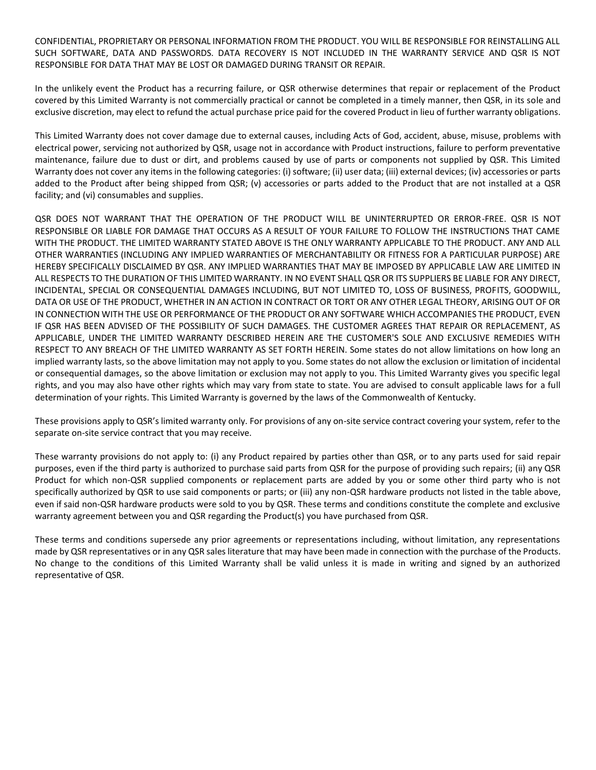CONFIDENTIAL, PROPRIETARY OR PERSONAL INFORMATION FROM THE PRODUCT. YOU WILL BE RESPONSIBLE FOR REINSTALLING ALL SUCH SOFTWARE, DATA AND PASSWORDS. DATA RECOVERY IS NOT INCLUDED IN THE WARRANTY SERVICE AND QSR IS NOT RESPONSIBLE FOR DATA THAT MAY BE LOST OR DAMAGED DURING TRANSIT OR REPAIR.

In the unlikely event the Product has a recurring failure, or QSR otherwise determines that repair or replacement of the Product covered by this Limited Warranty is not commercially practical or cannot be completed in a timely manner, then QSR, in its sole and exclusive discretion, may elect to refund the actual purchase price paid for the covered Product in lieu of further warranty obligations.

This Limited Warranty does not cover damage due to external causes, including Acts of God, accident, abuse, misuse, problems with electrical power, servicing not authorized by QSR, usage not in accordance with Product instructions, failure to perform preventative maintenance, failure due to dust or dirt, and problems caused by use of parts or components not supplied by QSR. This Limited Warranty does not cover any items in the following categories: (i) software; (ii) user data; (iii) external devices; (iv) accessories or parts added to the Product after being shipped from QSR; (v) accessories or parts added to the Product that are not installed at a QSR facility; and (vi) consumables and supplies.

QSR DOES NOT WARRANT THAT THE OPERATION OF THE PRODUCT WILL BE UNINTERRUPTED OR ERROR-FREE. QSR IS NOT RESPONSIBLE OR LIABLE FOR DAMAGE THAT OCCURS AS A RESULT OF YOUR FAILURE TO FOLLOW THE INSTRUCTIONS THAT CAME WITH THE PRODUCT. THE LIMITED WARRANTY STATED ABOVE IS THE ONLY WARRANTY APPLICABLE TO THE PRODUCT. ANY AND ALL OTHER WARRANTIES (INCLUDING ANY IMPLIED WARRANTIES OF MERCHANTABILITY OR FITNESS FOR A PARTICULAR PURPOSE) ARE HEREBY SPECIFICALLY DISCLAIMED BY QSR. ANY IMPLIED WARRANTIES THAT MAY BE IMPOSED BY APPLICABLE LAW ARE LIMITED IN ALL RESPECTS TO THE DURATION OF THIS LIMITED WARRANTY. IN NO EVENT SHALL QSR OR ITS SUPPLIERS BE LIABLE FOR ANY DIRECT, INCIDENTAL, SPECIAL OR CONSEQUENTIAL DAMAGES INCLUDING, BUT NOT LIMITED TO, LOSS OF BUSINESS, PROFITS, GOODWILL, DATA OR USE OF THE PRODUCT, WHETHER IN AN ACTION IN CONTRACT OR TORT OR ANY OTHER LEGAL THEORY, ARISING OUT OF OR IN CONNECTION WITH THE USE OR PERFORMANCE OF THE PRODUCT OR ANY SOFTWARE WHICH ACCOMPANIES THE PRODUCT, EVEN IF QSR HAS BEEN ADVISED OF THE POSSIBILITY OF SUCH DAMAGES. THE CUSTOMER AGREES THAT REPAIR OR REPLACEMENT, AS APPLICABLE, UNDER THE LIMITED WARRANTY DESCRIBED HEREIN ARE THE CUSTOMER'S SOLE AND EXCLUSIVE REMEDIES WITH RESPECT TO ANY BREACH OF THE LIMITED WARRANTY AS SET FORTH HEREIN. Some states do not allow limitations on how long an implied warranty lasts, so the above limitation may not apply to you. Some states do not allow the exclusion or limitation of incidental or consequential damages, so the above limitation or exclusion may not apply to you. This Limited Warranty gives you specific legal rights, and you may also have other rights which may vary from state to state. You are advised to consult applicable laws for a full determination of your rights. This Limited Warranty is governed by the laws of the Commonwealth of Kentucky.

These provisions apply to QSR's limited warranty only. For provisions of any on-site service contract covering your system, refer to the separate on-site service contract that you may receive.

These warranty provisions do not apply to: (i) any Product repaired by parties other than QSR, or to any parts used for said repair purposes, even if the third party is authorized to purchase said parts from QSR for the purpose of providing such repairs; (ii) any QSR Product for which non-QSR supplied components or replacement parts are added by you or some other third party who is not specifically authorized by QSR to use said components or parts; or (iii) any non-QSR hardware products not listed in the table above, even if said non-QSR hardware products were sold to you by QSR. These terms and conditions constitute the complete and exclusive warranty agreement between you and QSR regarding the Product(s) you have purchased from QSR.

These terms and conditions supersede any prior agreements or representations including, without limitation, any representations made by QSR representatives or in any QSR sales literature that may have been made in connection with the purchase of the Products. No change to the conditions of this Limited Warranty shall be valid unless it is made in writing and signed by an authorized representative of QSR.